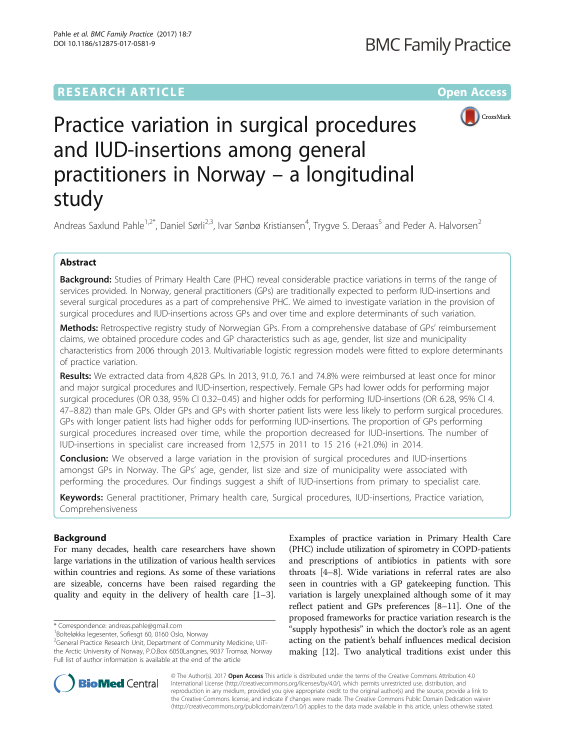RESEARCH ARTICLE

Open Access

# Practice variation in surgical procedures and IUD-insertions among general practitioners in Norway – a longitudinal study

Andreas Saxlund Pahle[1,2*], Daniel Sørli[2,3], Ivar Sønbø Kristiansen[4], Trygve S. Deraas[5] and Peder A. Halvorsen[2]

## Abstract

**Background:** Studies of Primary Health Care (PHC) reveal considerable practice variations in terms of the range of services provided. In Norway, general practitioners (GPs) are traditionally expected to perform IUD-insertions and several surgical procedures as a part of comprehensive PHC. We aimed to investigate variation in the provision of surgical procedures and IUD-insertions across GPs and over time and explore determinants of such variation.

**Methods:** Retrospective registry study of Norwegian GPs. From a comprehensive database of GPs' reimbursement claims, we obtained procedure codes and GP characteristics such as age, gender, list size and municipality characteristics from 2006 through 2013. Multivariable logistic regression models were fitted to explore determinants of practice variation.

**Results:** We extracted data from 4,828 GPs. In 2013, 91.0, 76.1 and 74.8% were reimbursed at least once for minor and major surgical procedures and IUD-insertion, respectively. Female GPs had lower odds for performing major surgical procedures (OR 0.38, 95% CI 0.32–0.45) and higher odds for performing IUD-insertions (OR 6.28, 95% CI 4.47–8.82) than male GPs. Older GPs and GPs with shorter patient lists were less likely to perform surgical procedures. GPs with longer patient lists had higher odds for performing IUD-insertions. The proportion of GPs performing surgical procedures increased over time, while the proportion decreased for IUD-insertions. The number of IUD-insertions in specialist care increased from 12,575 in 2011 to 15 216 (+21.0%) in 2014.

**Conclusion:** We observed a large variation in the provision of surgical procedures and IUD-insertions amongst GPs in Norway. The GPs' age, gender, list size and size of municipality were associated with performing the procedures. Our findings suggest a shift of IUD-insertions from primary to specialist care.

**Keywords:** General practitioner, Primary health care, Surgical procedures, IUD-insertions, Practice variation, Comprehensiveness

## Background

For many decades, health care researchers have shown large variations in the utilization of various health services within countries and regions. As some of these variations are sizeable, concerns have been raised regarding the quality and equity in the delivery of health care [1–3]. Examples of practice variation in Primary Health Care (PHC) include utilization of spirometry in COPD-patients and prescriptions of antibiotics in patients with sore throats [4–8]. Wide variations in referral rates are also seen in countries with a GP gatekeeping function. This variation is largely unexplained although some of it may reflect patient and GPs preferences [8–11]. One of the proposed frameworks for practice variation research is the "supply hypothesis" in which the doctor's role as an agent acting on the patient's behalf influences medical decision making [12]. Two analytical traditions exist under this

* Correspondence: andreas.pahle@gmail.com
[1]Bolteløkka legesenter, Sofiesgt 60, 0160 Oslo, Norway
[2]General Practice Research Unit, Department of Community Medicine, UiT-the Arctic University of Norway, P.O.Box 6050Langnes, 9037 Tromsø, Norway
Full list of author information is available at the end of the article

© The Author(s). 2017 **Open Access** This article is distributed under the terms of the Creative Commons Attribution 4.0 International License (http://creativecommons.org/licenses/by/4.0/), which permits unrestricted use, distribution, and reproduction in any medium, provided you give appropriate credit to the original author(s) and the source, provide a link to the Creative Commons license, and indicate if changes were made. The Creative Commons Public Domain Dedication waiver (http://creativecommons.org/publicdomain/zero/1.0/) applies to the data made available in this article, unless otherwise stated.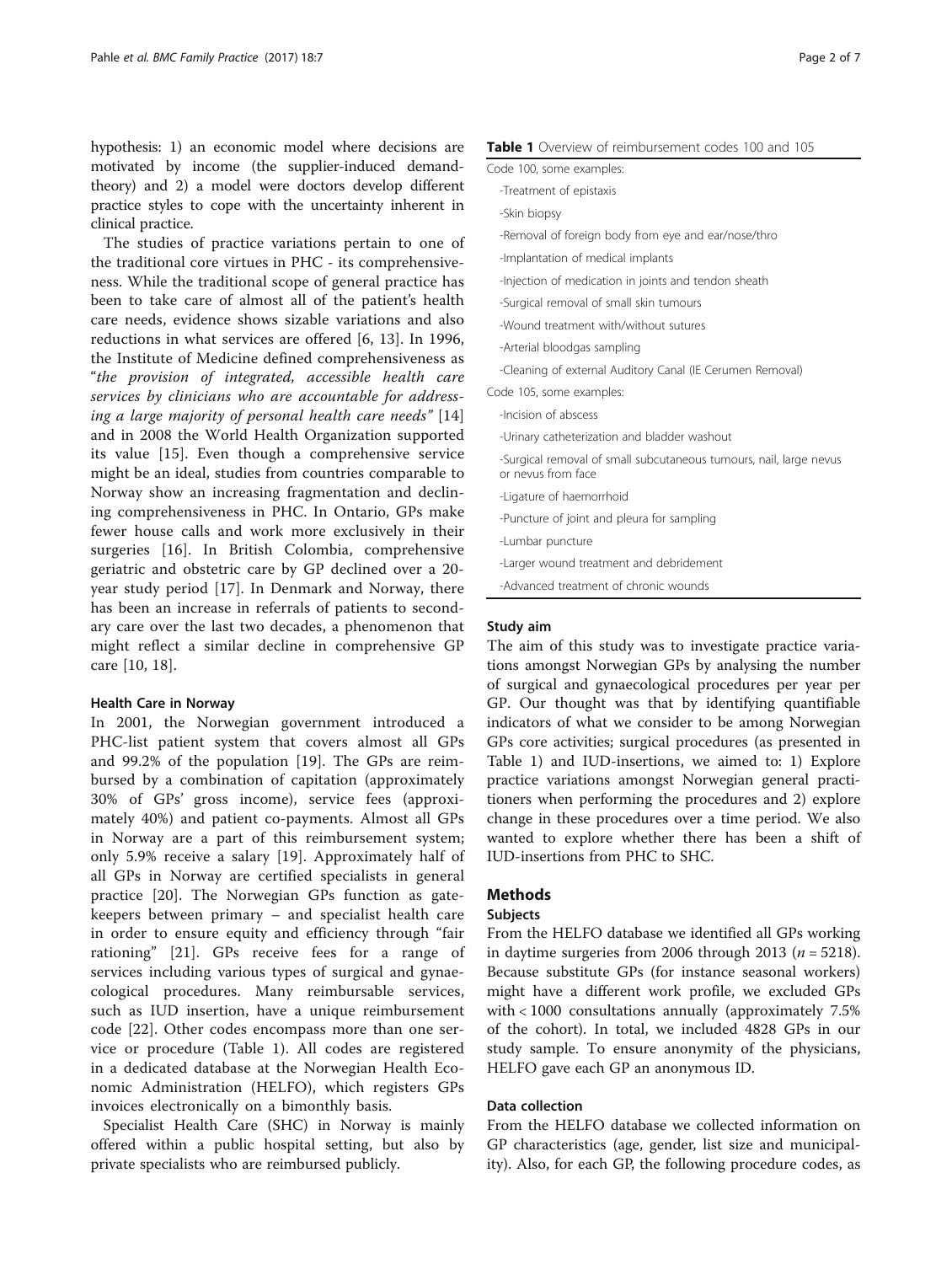hypothesis: 1) an economic model where decisions are motivated by income (the supplier-induced demand-theory) and 2) a model were doctors develop different practice styles to cope with the uncertainty inherent in clinical practice.

The studies of practice variations pertain to one of the traditional core virtues in PHC - its comprehensiveness. While the traditional scope of general practice has been to take care of almost all of the patient's health care needs, evidence shows sizable variations and also reductions in what services are offered [6, 13]. In 1996, the Institute of Medicine defined comprehensiveness as "*the provision of integrated, accessible health care services by clinicians who are accountable for addressing a large majority of personal health care needs*" [14] and in 2008 the World Health Organization supported its value [15]. Even though a comprehensive service might be an ideal, studies from countries comparable to Norway show an increasing fragmentation and declining comprehensiveness in PHC. In Ontario, GPs make fewer house calls and work more exclusively in their surgeries [16]. In British Colombia, comprehensive geriatric and obstetric care by GP declined over a 20-year study period [17]. In Denmark and Norway, there has been an increase in referrals of patients to secondary care over the last two decades, a phenomenon that might reflect a similar decline in comprehensive GP care [10, 18].

#### Health Care in Norway

In 2001, the Norwegian government introduced a PHC-list patient system that covers almost all GPs and 99.2% of the population [19]. The GPs are reimbursed by a combination of capitation (approximately 30% of GPs' gross income), service fees (approximately 40%) and patient co-payments. Almost all GPs in Norway are a part of this reimbursement system; only 5.9% receive a salary [19]. Approximately half of all GPs in Norway are certified specialists in general practice [20]. The Norwegian GPs function as gatekeepers between primary – and specialist health care in order to ensure equity and efficiency through "fair rationing" [21]. GPs receive fees for a range of services including various types of surgical and gynaecological procedures. Many reimbursable services, such as IUD insertion, have a unique reimbursement code [22]. Other codes encompass more than one service or procedure (Table 1). All codes are registered in a dedicated database at the Norwegian Health Economic Administration (HELFO), which registers GPs invoices electronically on a bimonthly basis.

Specialist Health Care (SHC) in Norway is mainly offered within a public hospital setting, but also by private specialists who are reimbursed publicly.

**Table 1** Overview of reimbursement codes 100 and 105

| |
|---|
| Code 100, some examples: |
| -Treatment of epistaxis |
| -Skin biopsy |
| -Removal of foreign body from eye and ear/nose/thro |
| -Implantation of medical implants |
| -Injection of medication in joints and tendon sheath |
| -Surgical removal of small skin tumours |
| -Wound treatment with/without sutures |
| -Arterial bloodgas sampling |
| -Cleaning of external Auditory Canal (IE Cerumen Removal) |
| Code 105, some examples: |
| -Incision of abscess |
| -Urinary catheterization and bladder washout |
| -Surgical removal of small subcutaneous tumours, nail, large nevus or nevus from face |
| -Ligature of haemorrhoid |
| -Puncture of joint and pleura for sampling |
| -Lumbar puncture |
| -Larger wound treatment and debridement |
| -Advanced treatment of chronic wounds |

#### Study aim

The aim of this study was to investigate practice variations amongst Norwegian GPs by analysing the number of surgical and gynaecological procedures per year per GP. Our thought was that by identifying quantifiable indicators of what we consider to be among Norwegian GPs core activities; surgical procedures (as presented in Table 1) and IUD-insertions, we aimed to: 1) Explore practice variations amongst Norwegian general practitioners when performing the procedures and 2) explore change in these procedures over a time period. We also wanted to explore whether there has been a shift of IUD-insertions from PHC to SHC.

## Methods

#### Subjects

From the HELFO database we identified all GPs working in daytime surgeries from 2006 through 2013 ($n = 5218$). Because substitute GPs (for instance seasonal workers) might have a different work profile, we excluded GPs with < 1000 consultations annually (approximately 7.5% of the cohort). In total, we included 4828 GPs in our study sample. To ensure anonymity of the physicians, HELFO gave each GP an anonymous ID.

#### Data collection

From the HELFO database we collected information on GP characteristics (age, gender, list size and municipality). Also, for each GP, the following procedure codes, as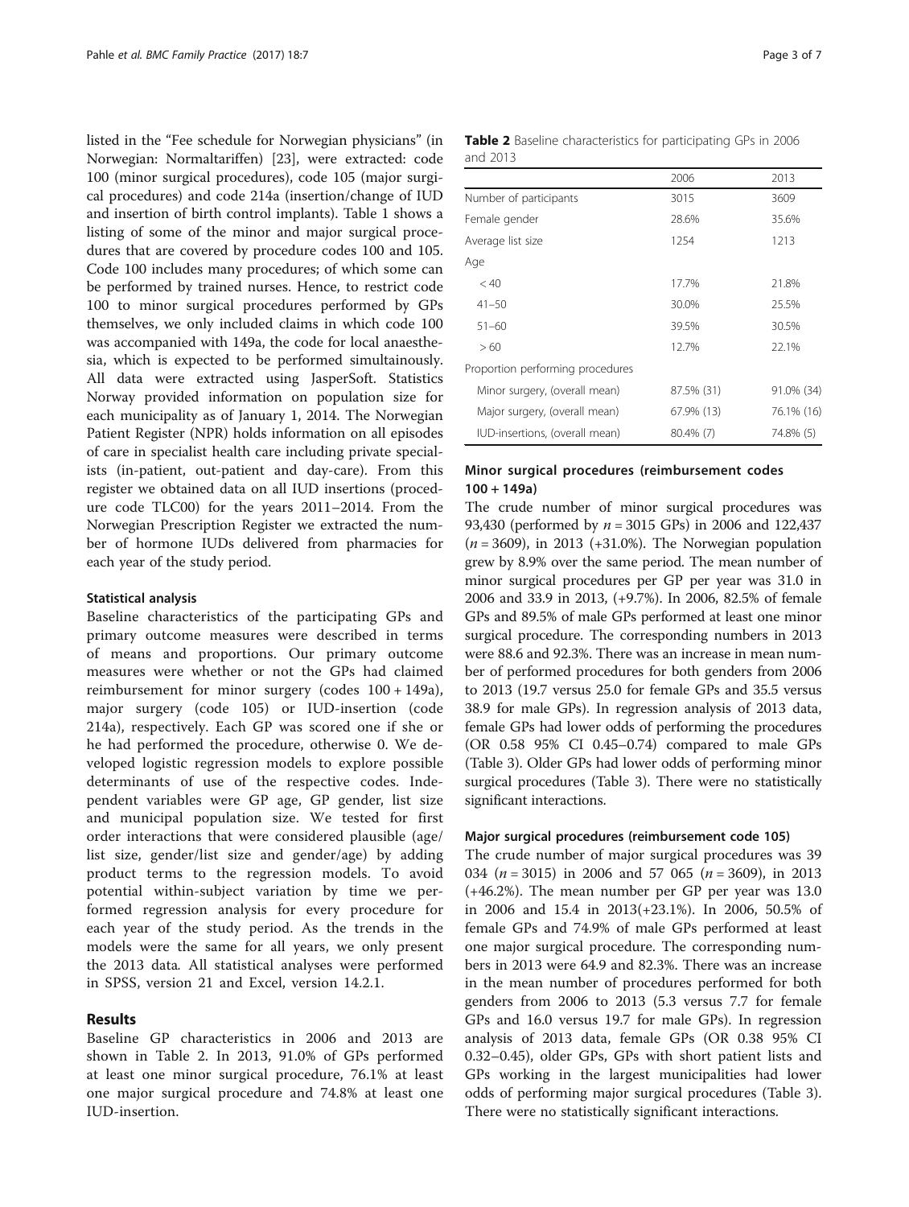listed in the "Fee schedule for Norwegian physicians" (in Norwegian: Normaltariffen) [23], were extracted: code 100 (minor surgical procedures), code 105 (major surgical procedures) and code 214a (insertion/change of IUD and insertion of birth control implants). Table 1 shows a listing of some of the minor and major surgical procedures that are covered by procedure codes 100 and 105. Code 100 includes many procedures; of which some can be performed by trained nurses. Hence, to restrict code 100 to minor surgical procedures performed by GPs themselves, we only included claims in which code 100 was accompanied with 149a, the code for local anaesthesia, which is expected to be performed simultainously. All data were extracted using JasperSoft. Statistics Norway provided information on population size for each municipality as of January 1, 2014. The Norwegian Patient Register (NPR) holds information on all episodes of care in specialist health care including private specialists (in-patient, out-patient and day-care). From this register we obtained data on all IUD insertions (procedure code TLC00) for the years 2011–2014. From the Norwegian Prescription Register we extracted the number of hormone IUDs delivered from pharmacies for each year of the study period.

### Statistical analysis

Baseline characteristics of the participating GPs and primary outcome measures were described in terms of means and proportions. Our primary outcome measures were whether or not the GPs had claimed reimbursement for minor surgery (codes 100 + 149a), major surgery (code 105) or IUD-insertion (code 214a), respectively. Each GP was scored one if she or he had performed the procedure, otherwise 0. We developed logistic regression models to explore possible determinants of use of the respective codes. Independent variables were GP age, GP gender, list size and municipal population size. We tested for first order interactions that were considered plausible (age/list size, gender/list size and gender/age) by adding product terms to the regression models. To avoid potential within-subject variation by time we performed regression analysis for every procedure for each year of the study period. As the trends in the models were the same for all years, we only present the 2013 data. All statistical analyses were performed in SPSS, version 21 and Excel, version 14.2.1.

## Results

Baseline GP characteristics in 2006 and 2013 are shown in Table 2. In 2013, 91.0% of GPs performed at least one minor surgical procedure, 76.1% at least one major surgical procedure and 74.8% at least one IUD-insertion.

**Table 2** Baseline characteristics for participating GPs in 2006 and 2013

| | 2006 | 2013 |
|---|---|---|
| Number of participants | 3015 | 3609 |
| Female gender | 28.6% | 35.6% |
| Average list size | 1254 | 1213 |
| Age | | |
| < 40 | 17.7% | 21.8% |
| 41–50 | 30.0% | 25.5% |
| 51–60 | 39.5% | 30.5% |
| > 60 | 12.7% | 22.1% |
| Proportion performing procedures | | |
| Minor surgery, (overall mean) | 87.5% (31) | 91.0% (34) |
| Major surgery, (overall mean) | 67.9% (13) | 76.1% (16) |
| IUD-insertions, (overall mean) | 80.4% (7) | 74.8% (5) |

### Minor surgical procedures (reimbursement codes 100 + 149a)

The crude number of minor surgical procedures was 93,430 (performed by $n = 3015$ GPs) in 2006 and 122,437 ($n = 3609$), in 2013 (+31.0%). The Norwegian population grew by 8.9% over the same period. The mean number of minor surgical procedures per GP per year was 31.0 in 2006 and 33.9 in 2013, (+9.7%). In 2006, 82.5% of female GPs and 89.5% of male GPs performed at least one minor surgical procedure. The corresponding numbers in 2013 were 88.6 and 92.3%. There was an increase in mean number of performed procedures for both genders from 2006 to 2013 (19.7 versus 25.0 for female GPs and 35.5 versus 38.9 for male GPs). In regression analysis of 2013 data, female GPs had lower odds of performing the procedures (OR 0.58 95% CI 0.45–0.74) compared to male GPs (Table 3). Older GPs had lower odds of performing minor surgical procedures (Table 3). There were no statistically significant interactions.

### Major surgical procedures (reimbursement code 105)

The crude number of major surgical procedures was 39 034 ($n = 3015$) in 2006 and 57 065 ($n = 3609$), in 2013 (+46.2%). The mean number per GP per year was 13.0 in 2006 and 15.4 in 2013(+23.1%). In 2006, 50.5% of female GPs and 74.9% of male GPs performed at least one major surgical procedure. The corresponding numbers in 2013 were 64.9 and 82.3%. There was an increase in the mean number of procedures performed for both genders from 2006 to 2013 (5.3 versus 7.7 for female GPs and 16.0 versus 19.7 for male GPs). In regression analysis of 2013 data, female GPs (OR 0.38 95% CI 0.32–0.45), older GPs, GPs with short patient lists and GPs working in the largest municipalities had lower odds of performing major surgical procedures (Table 3). There were no statistically significant interactions.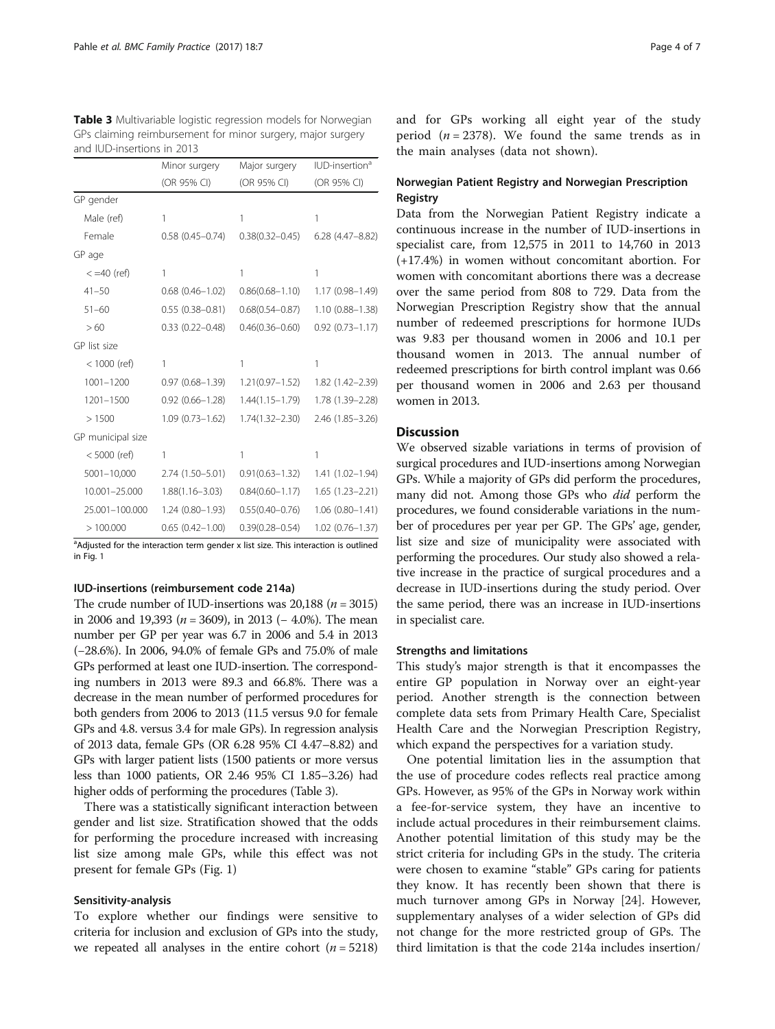**Table 3** Multivariable logistic regression models for Norwegian GPs claiming reimbursement for minor surgery, major surgery and IUD-insertions in 2013

| | Minor surgery | Major surgery | IUD-insertion[a] |
|---|---|---|---|
| | (OR 95% CI) | (OR 95% CI) | (OR 95% CI) |
| GP gender | | | |
| Male (ref) | 1 | 1 | 1 |
| Female | 0.58 (0.45–0.74) | 0.38(0.32–0.45) | 6.28 (4.47–8.82) |
| GP age | | | |
| < =40 (ref) | 1 | 1 | 1 |
| 41–50 | 0.68 (0.46–1.02) | 0.86(0.68–1.10) | 1.17 (0.98–1.49) |
| 51–60 | 0.55 (0.38–0.81) | 0.68(0.54–0.87) | 1.10 (0.88–1.38) |
| > 60 | 0.33 (0.22–0.48) | 0.46(0.36–0.60) | 0.92 (0.73–1.17) |
| GP list size | | | |
| < 1000 (ref) | 1 | 1 | 1 |
| 1001–1200 | 0.97 (0.68–1.39) | 1.21(0.97–1.52) | 1.82 (1.42–2.39) |
| 1201–1500 | 0.92 (0.66–1.28) | 1.44(1.15–1.79) | 1.78 (1.39–2.28) |
| > 1500 | 1.09 (0.73–1.62) | 1.74(1.32–2.30) | 2.46 (1.85–3.26) |
| GP municipal size | | | |
| < 5000 (ref) | 1 | 1 | 1 |
| 5001–10,000 | 2.74 (1.50–5.01) | 0.91(0.63–1.32) | 1.41 (1.02–1.94) |
| 10.001–25.000 | 1.88(1.16–3.03) | 0.84(0.60–1.17) | 1.65 (1.23–2.21) |
| 25.001–100.000 | 1.24 (0.80–1.93) | 0.55(0.40–0.76) | 1.06 (0.80–1.41) |
| > 100.000 | 0.65 (0.42–1.00) | 0.39(0.28–0.54) | 1.02 (0.76–1.37) |

[a]Adjusted for the interaction term gender x list size. This interaction is outlined in Fig. 1

### IUD-insertions (reimbursement code 214a)

The crude number of IUD-insertions was 20,188 ($n = 3015$) in 2006 and 19,393 ($n = 3609$), in 2013 (− 4.0%). The mean number per GP per year was 6.7 in 2006 and 5.4 in 2013 (−28.6%). In 2006, 94.0% of female GPs and 75.0% of male GPs performed at least one IUD-insertion. The corresponding numbers in 2013 were 89.3 and 66.8%. There was a decrease in the mean number of performed procedures for both genders from 2006 to 2013 (11.5 versus 9.0 for female GPs and 4.8. versus 3.4 for male GPs). In regression analysis of 2013 data, female GPs (OR 6.28 95% CI 4.47–8.82) and GPs with larger patient lists (1500 patients or more versus less than 1000 patients, OR 2.46 95% CI 1.85–3.26) had higher odds of performing the procedures (Table 3).

There was a statistically significant interaction between gender and list size. Stratification showed that the odds for performing the procedure increased with increasing list size among male GPs, while this effect was not present for female GPs (Fig. 1)

### Sensitivity-analysis

To explore whether our findings were sensitive to criteria for inclusion and exclusion of GPs into the study, we repeated all analyses in the entire cohort ($n = 5218$) and for GPs working all eight year of the study period ($n = 2378$). We found the same trends as in the main analyses (data not shown).

### Norwegian Patient Registry and Norwegian Prescription Registry

Data from the Norwegian Patient Registry indicate a continuous increase in the number of IUD-insertions in specialist care, from 12,575 in 2011 to 14,760 in 2013 (+17.4%) in women without concomitant abortion. For women with concomitant abortions there was a decrease over the same period from 808 to 729. Data from the Norwegian Prescription Registry show that the annual number of redeemed prescriptions for hormone IUDs was 9.83 per thousand women in 2006 and 10.1 per thousand women in 2013. The annual number of redeemed prescriptions for birth control implant was 0.66 per thousand women in 2006 and 2.63 per thousand women in 2013.

## Discussion

We observed sizable variations in terms of provision of surgical procedures and IUD-insertions among Norwegian GPs. While a majority of GPs did perform the procedures, many did not. Among those GPs who *did* perform the procedures, we found considerable variations in the number of procedures per year per GP. The GPs' age, gender, list size and size of municipality were associated with performing the procedures. Our study also showed a relative increase in the practice of surgical procedures and a decrease in IUD-insertions during the study period. Over the same period, there was an increase in IUD-insertions in specialist care.

### Strengths and limitations

This study's major strength is that it encompasses the entire GP population in Norway over an eight-year period. Another strength is the connection between complete data sets from Primary Health Care, Specialist Health Care and the Norwegian Prescription Registry, which expand the perspectives for a variation study.

One potential limitation lies in the assumption that the use of procedure codes reflects real practice among GPs. However, as 95% of the GPs in Norway work within a fee-for-service system, they have an incentive to include actual procedures in their reimbursement claims. Another potential limitation of this study may be the strict criteria for including GPs in the study. The criteria were chosen to examine "stable" GPs caring for patients they know. It has recently been shown that there is much turnover among GPs in Norway [24]. However, supplementary analyses of a wider selection of GPs did not change for the more restricted group of GPs. The third limitation is that the code 214a includes insertion/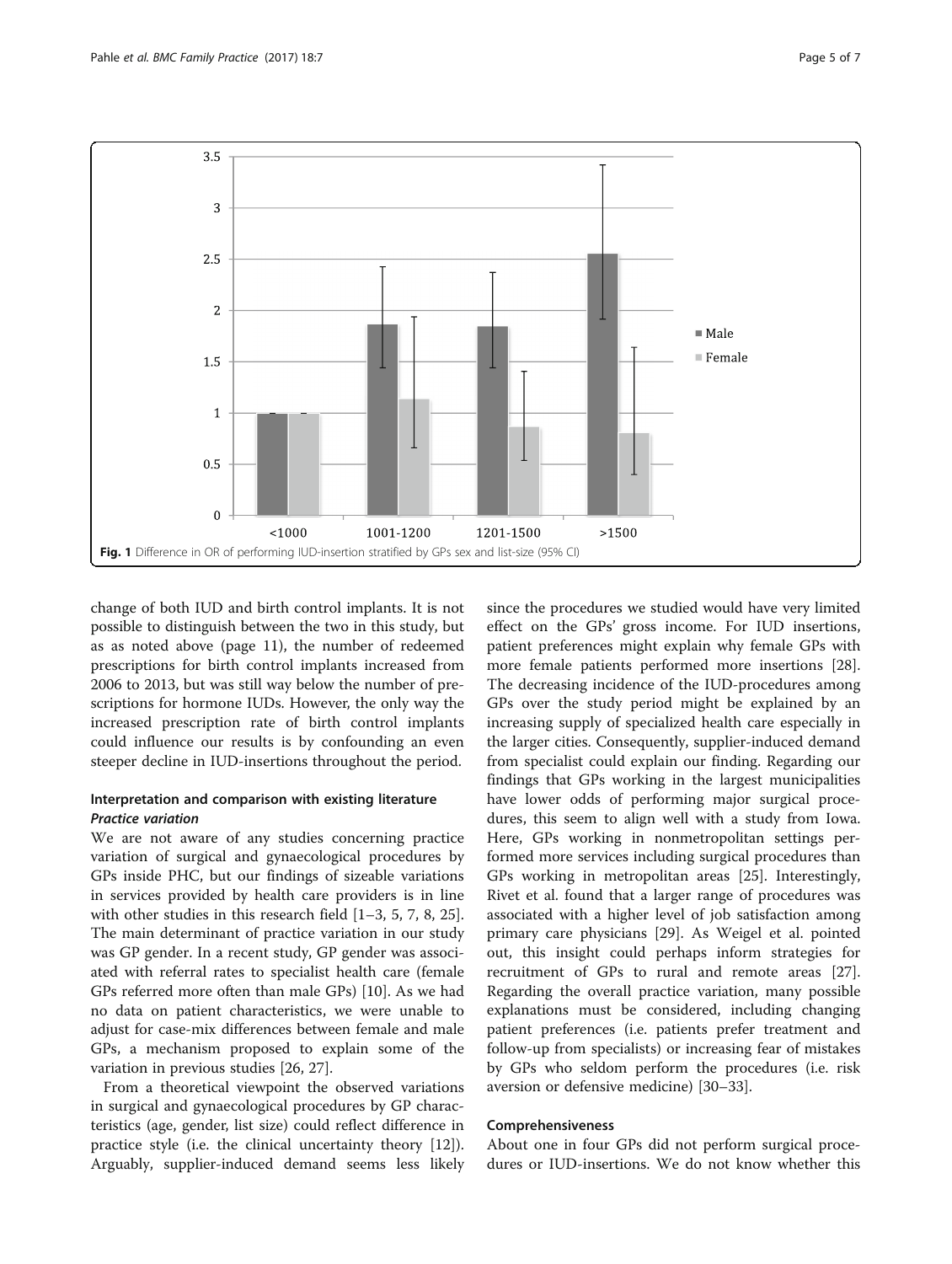Fig. 1 Difference in OR of performing IUD-insertion stratified by GPs sex and list-size (95% CI)

change of both IUD and birth control implants. It is not possible to distinguish between the two in this study, but as as noted above (page 11), the number of redeemed prescriptions for birth control implants increased from 2006 to 2013, but was still way below the number of prescriptions for hormone IUDs. However, the only way the increased prescription rate of birth control implants could influence our results is by confounding an even steeper decline in IUD-insertions throughout the period.

## Interpretation and comparison with existing literature

### *Practice variation*

We are not aware of any studies concerning practice variation of surgical and gynaecological procedures by GPs inside PHC, but our findings of sizeable variations in services provided by health care providers is in line with other studies in this research field [1–3, 5, 7, 8, 25]. The main determinant of practice variation in our study was GP gender. In a recent study, GP gender was associated with referral rates to specialist health care (female GPs referred more often than male GPs) [10]. As we had no data on patient characteristics, we were unable to adjust for case-mix differences between female and male GPs, a mechanism proposed to explain some of the variation in previous studies [26, 27].

From a theoretical viewpoint the observed variations in surgical and gynaecological procedures by GP characteristics (age, gender, list size) could reflect difference in practice style (i.e. the clinical uncertainty theory [12]). Arguably, supplier-induced demand seems less likely since the procedures we studied would have very limited effect on the GPs' gross income. For IUD insertions, patient preferences might explain why female GPs with more female patients performed more insertions [28]. The decreasing incidence of the IUD-procedures among GPs over the study period might be explained by an increasing supply of specialized health care especially in the larger cities. Consequently, supplier-induced demand from specialist could explain our finding. Regarding our findings that GPs working in the largest municipalities have lower odds of performing major surgical procedures, this seem to align well with a study from Iowa. Here, GPs working in nonmetropolitan settings performed more services including surgical procedures than GPs working in metropolitan areas [25]. Interestingly, Rivet et al. found that a larger range of procedures was associated with a higher level of job satisfaction among primary care physicians [29]. As Weigel et al. pointed out, this insight could perhaps inform strategies for recruitment of GPs to rural and remote areas [27]. Regarding the overall practice variation, many possible explanations must be considered, including changing patient preferences (i.e. patients prefer treatment and follow-up from specialists) or increasing fear of mistakes by GPs who seldom perform the procedures (i.e. risk aversion or defensive medicine) [30–33].

### Comprehensiveness

About one in four GPs did not perform surgical procedures or IUD-insertions. We do not know whether this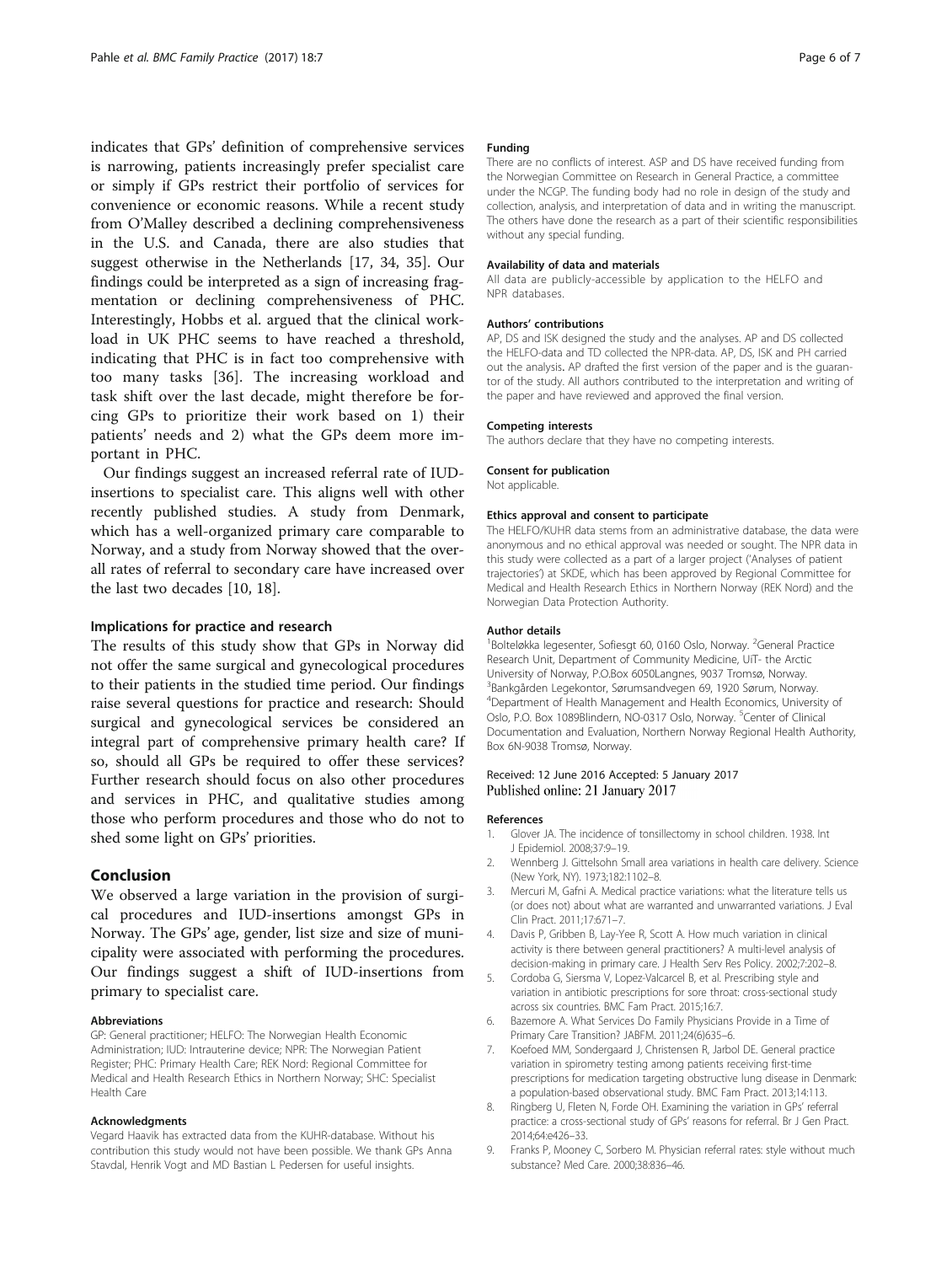indicates that GPs' definition of comprehensive services is narrowing, patients increasingly prefer specialist care or simply if GPs restrict their portfolio of services for convenience or economic reasons. While a recent study from O'Malley described a declining comprehensiveness in the U.S. and Canada, there are also studies that suggest otherwise in the Netherlands [17, 34, 35]. Our findings could be interpreted as a sign of increasing fragmentation or declining comprehensiveness of PHC. Interestingly, Hobbs et al. argued that the clinical workload in UK PHC seems to have reached a threshold, indicating that PHC is in fact too comprehensive with too many tasks [36]. The increasing workload and task shift over the last decade, might therefore be forcing GPs to prioritize their work based on 1) their patients' needs and 2) what the GPs deem more important in PHC.

Our findings suggest an increased referral rate of IUD-insertions to specialist care. This aligns well with other recently published studies. A study from Denmark, which has a well-organized primary care comparable to Norway, and a study from Norway showed that the overall rates of referral to secondary care have increased over the last two decades [10, 18].

### Implications for practice and research

The results of this study show that GPs in Norway did not offer the same surgical and gynecological procedures to their patients in the studied time period. Our findings raise several questions for practice and research: Should surgical and gynecological services be considered an integral part of comprehensive primary health care? If so, should all GPs be required to offer these services? Further research should focus on also other procedures and services in PHC, and qualitative studies among those who perform procedures and those who do not to shed some light on GPs' priorities.

## Conclusion

We observed a large variation in the provision of surgical procedures and IUD-insertions amongst GPs in Norway. The GPs' age, gender, list size and size of municipality were associated with performing the procedures. Our findings suggest a shift of IUD-insertions from primary to specialist care.

#### Abbreviations

GP: General practitioner; HELFO: The Norwegian Health Economic Administration; IUD: Intrauterine device; NPR: The Norwegian Patient Register; PHC: Primary Health Care; REK Nord: Regional Committee for Medical and Health Research Ethics in Northern Norway; SHC: Specialist Health Care

#### Acknowledgments

Vegard Haavik has extracted data from the KUHR-database. Without his contribution this study would not have been possible. We thank GPs Anna Stavdal, Henrik Vogt and MD Bastian L Pedersen for useful insights.

#### Funding

There are no conflicts of interest. ASP and DS have received funding from the Norwegian Committee on Research in General Practice, a committee under the NCGP. The funding body had no role in design of the study and collection, analysis, and interpretation of data and in writing the manuscript. The others have done the research as a part of their scientific responsibilities without any special funding.

#### Availability of data and materials

All data are publicly-accessible by application to the HELFO and NPR databases.

#### Authors' contributions

AP, DS and ISK designed the study and the analyses. AP and DS collected the HELFO-data and TD collected the NPR-data. AP, DS, ISK and PH carried out the analysis. AP drafted the first version of the paper and is the guarantor of the study. All authors contributed to the interpretation and writing of the paper and have reviewed and approved the final version.

#### Competing interests

The authors declare that they have no competing interests.

#### Consent for publication

Not applicable.

#### Ethics approval and consent to participate

The HELFO/KUHR data stems from an administrative database, the data were anonymous and no ethical approval was needed or sought. The NPR data in this study were collected as a part of a larger project ('Analyses of patient trajectories') at SKDE, which has been approved by Regional Committee for Medical and Health Research Ethics in Northern Norway (REK Nord) and the Norwegian Data Protection Authority.

#### Author details

[1]Bolteløkka legesenter, Sofiesgt 60, 0160 Oslo, Norway. [2]General Practice Research Unit, Department of Community Medicine, UiT- the Arctic University of Norway, P.O.Box 6050Langnes, 9037 Tromsø, Norway. [3]Bankgården Legekontor, Sørumsandvegen 69, 1920 Sørum, Norway. [4]Department of Health Management and Health Economics, University of Oslo, P.O. Box 1089Blindern, NO-0317 Oslo, Norway. [5]Center of Clinical Documentation and Evaluation, Northern Norway Regional Health Authority, Box 6N-9038 Tromsø, Norway.

Received: 12 June 2016 Accepted: 5 January 2017
Published online: 21 January 2017

#### References

1. Glover JA. The incidence of tonsillectomy in school children. 1938. Int J Epidemiol. 2008;37:9–19.
2. Wennberg J. Gittelsohn Small area variations in health care delivery. Science (New York, NY). 1973;182:1102–8.
3. Mercuri M, Gafni A. Medical practice variations: what the literature tells us (or does not) about what are warranted and unwarranted variations. J Eval Clin Pract. 2011;17:671–7.
4. Davis P, Gribben B, Lay-Yee R, Scott A. How much variation in clinical activity is there between general practitioners? A multi-level analysis of decision-making in primary care. J Health Serv Res Policy. 2002;7:202–8.
5. Cordoba G, Siersma V, Lopez-Valcarcel B, et al. Prescribing style and variation in antibiotic prescriptions for sore throat: cross-sectional study across six countries. BMC Fam Pract. 2015;16:7.
6. Bazemore A. What Services Do Family Physicians Provide in a Time of Primary Care Transition? JABFM. 2011;24(6)635–6.
7. Koefoed MM, Sondergaard J, Christensen R, Jarbol DE. General practice variation in spirometry testing among patients receiving first-time prescriptions for medication targeting obstructive lung disease in Denmark: a population-based observational study. BMC Fam Pract. 2013;14:113.
8. Ringberg U, Fleten N, Forde OH. Examining the variation in GPs' referral practice: a cross-sectional study of GPs' reasons for referral. Br J Gen Pract. 2014;64:e426–33.
9. Franks P, Mooney C, Sorbero M. Physician referral rates: style without much substance? Med Care. 2000;38:836–46.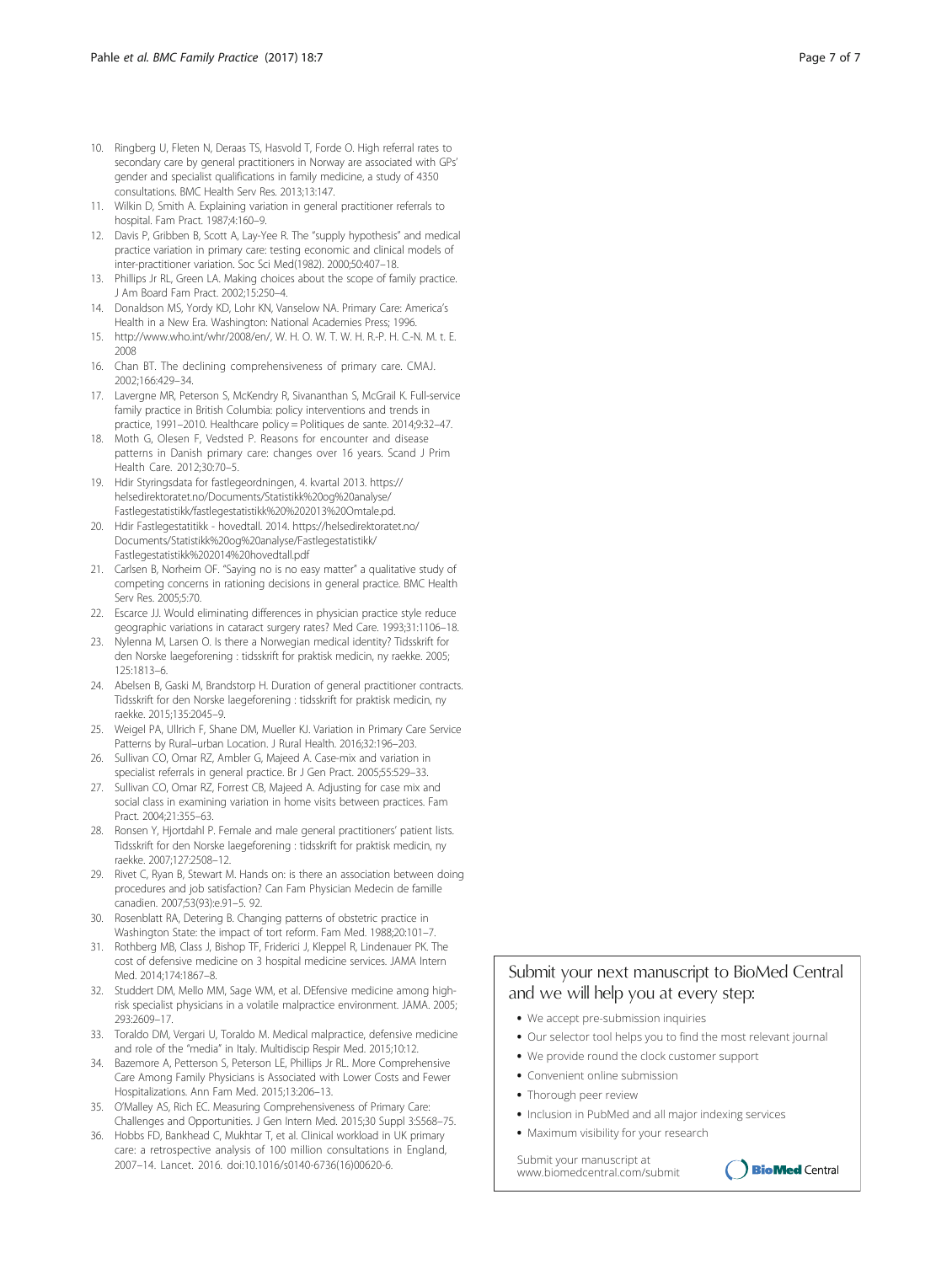10. Ringberg U, Fleten N, Deraas TS, Hasvold T, Forde O. High referral rates to secondary care by general practitioners in Norway are associated with GPs' gender and specialist qualifications in family medicine, a study of 4350 consultations. BMC Health Serv Res. 2013;13:147.
11. Wilkin D, Smith A. Explaining variation in general practitioner referrals to hospital. Fam Pract. 1987;4:160–9.
12. Davis P, Gribben B, Scott A, Lay-Yee R. The "supply hypothesis" and medical practice variation in primary care: testing economic and clinical models of inter-practitioner variation. Soc Sci Med(1982). 2000;50:407–18.
13. Phillips Jr RL, Green LA. Making choices about the scope of family practice. J Am Board Fam Pract. 2002;15:250–4.
14. Donaldson MS, Yordy KD, Lohr KN, Vanselow NA. Primary Care: America's Health in a New Era. Washington: National Academies Press; 1996.
15. http://www.who.int/whr/2008/en/, W. H. O. W. T. W. H. R.-P. H. C.-N. M. t. E. 2008
16. Chan BT. The declining comprehensiveness of primary care. CMAJ. 2002;166:429–34.
17. Lavergne MR, Peterson S, McKendry R, Sivananthan S, McGrail K. Full-service family practice in British Columbia: policy interventions and trends in practice, 1991–2010. Healthcare policy = Politiques de sante. 2014;9:32–47.
18. Moth G, Olesen F, Vedsted P. Reasons for encounter and disease patterns in Danish primary care: changes over 16 years. Scand J Prim Health Care. 2012;30:70–5.
19. Hdir Styringsdata for fastlegeordningen, 4. kvartal 2013. https://helsedirektoratet.no/Documents/Statistikk%20og%20analyse/Fastlegestatistikk/fastlegestatistikk%20%202013%20Omtale.pd.
20. Hdir Fastlegestatitikk - hovedtall. 2014. https://helsedirektoratet.no/Documents/Statistikk%20og%20analyse/Fastlegestatistikk/Fastlegestatistikk%202014%20hovedtall.pdf
21. Carlsen B, Norheim OF. "Saying no is no easy matter" a qualitative study of competing concerns in rationing decisions in general practice. BMC Health Serv Res. 2005;5:70.
22. Escarce JJ. Would eliminating differences in physician practice style reduce geographic variations in cataract surgery rates? Med Care. 1993;31:1106–18.
23. Nylenna M, Larsen O. Is there a Norwegian medical identity? Tidsskrift for den Norske laegeforening : tidsskrift for praktisk medicin, ny raekke. 2005;125:1813–6.
24. Abelsen B, Gaski M, Brandstorp H. Duration of general practitioner contracts. Tidsskrift for den Norske laegeforening : tidsskrift for praktisk medicin, ny raekke. 2015;135:2045–9.
25. Weigel PA, Ullrich F, Shane DM, Mueller KJ. Variation in Primary Care Service Patterns by Rural–urban Location. J Rural Health. 2016;32:196–203.
26. Sullivan CO, Omar RZ, Ambler G, Majeed A. Case-mix and variation in specialist referrals in general practice. Br J Gen Pract. 2005;55:529–33.
27. Sullivan CO, Omar RZ, Forrest CB, Majeed A. Adjusting for case mix and social class in examining variation in home visits between practices. Fam Pract. 2004;21:355–63.
28. Ronsen Y, Hjortdahl P. Female and male general practitioners' patient lists. Tidsskrift for den Norske laegeforening : tidsskrift for praktisk medicin, ny raekke. 2007;127:2508–12.
29. Rivet C, Ryan B, Stewart M. Hands on: is there an association between doing procedures and job satisfaction? Can Fam Physician Medecin de famille canadien. 2007;53(93):e.91–5. 92.
30. Rosenblatt RA, Detering B. Changing patterns of obstetric practice in Washington State: the impact of tort reform. Fam Med. 1988;20:101–7.
31. Rothberg MB, Class J, Bishop TF, Friderici J, Kleppel R, Lindenauer PK. The cost of defensive medicine on 3 hospital medicine services. JAMA Intern Med. 2014;174:1867–8.
32. Studdert DM, Mello MM, Sage WM, et al. DEfensive medicine among high-risk specialist physicians in a volatile malpractice environment. JAMA. 2005;293:2609–17.
33. Toraldo DM, Vergari U, Toraldo M. Medical malpractice, defensive medicine and role of the "media" in Italy. Multidiscip Respir Med. 2015;10:12.
34. Bazemore A, Petterson S, Peterson LE, Phillips Jr RL. More Comprehensive Care Among Family Physicians is Associated with Lower Costs and Fewer Hospitalizations. Ann Fam Med. 2015;13:206–13.
35. O'Malley AS, Rich EC. Measuring Comprehensiveness of Primary Care: Challenges and Opportunities. J Gen Intern Med. 2015;30 Suppl 3:S568–75.
36. Hobbs FD, Bankhead C, Mukhtar T, et al. Clinical workload in UK primary care: a retrospective analysis of 100 million consultations in England, 2007–14. Lancet. 2016. doi:10.1016/s0140-6736(16)00620-6.

Submit your next manuscript to BioMed Central and we will help you at every step:

- We accept pre-submission inquiries
- Our selector tool helps you to find the most relevant journal
- We provide round the clock customer support
- Convenient online submission
- Thorough peer review
- Inclusion in PubMed and all major indexing services
- Maximum visibility for your research

Submit your manuscript at
www.biomedcentral.com/submit

BioMed Central